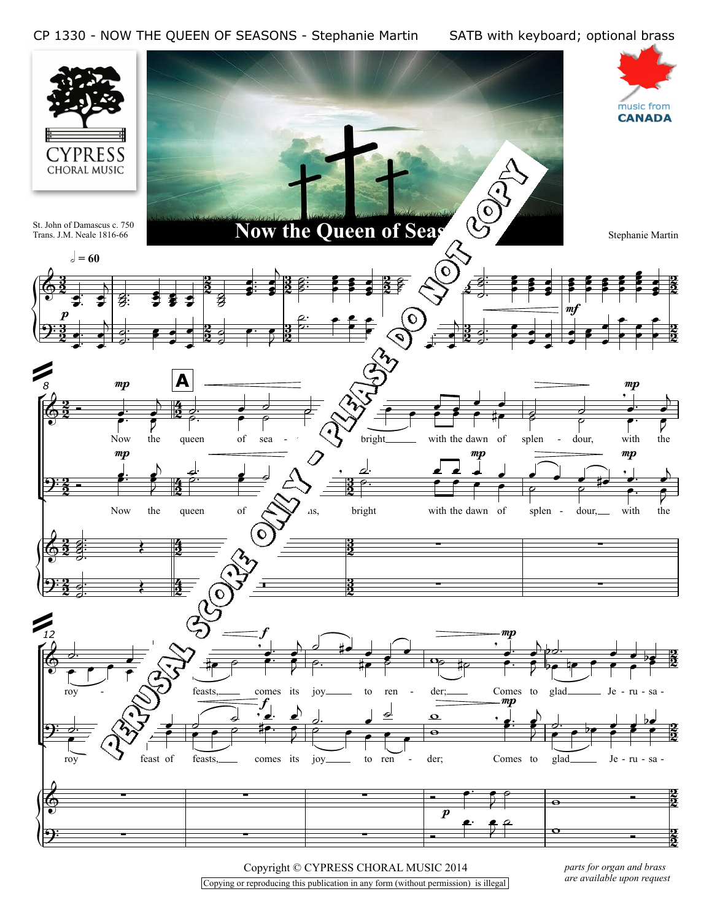CP 1330 - NOW THE QUEEN OF SEASONS - Stephanie Martin SATB with keyboard; optional brass

CYPRESS CHORAL MUSIC

music from CANADA

# Now the Queen of Seasons

St. John of Damascus c. 750
Trans. J.M. Neale 1816-66

Stephanie Martin

PERUSAL SCORE ONLY - PLEASE DO NOT COPY

Now the queen of seasons, bright with the dawn of splendour, with the joy of feasts, comes its joy to render; Comes to glad Jerusalem

Copyright © CYPRESS CHORAL MUSIC 2014

Copying or reproducing this publication in any form (without permission) is illegal

*parts for organ and brass are available upon request*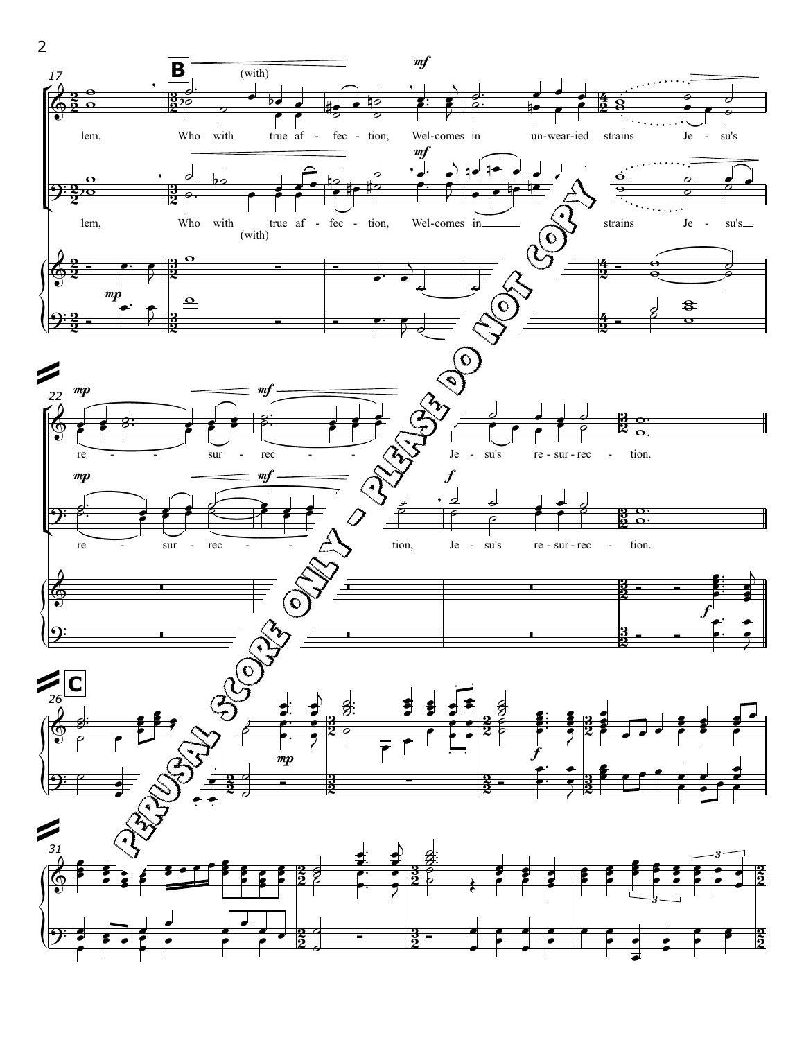**B**

(with)

*mf*

lem, Who with true af - fec - tion, Wel-comes in un-wear-ied strains Je - su's

*mf*

lem, Who with true af - fec - tion, Wel-comes in strains Je - su's

(with)

*mp*

*mp* *mf*

re - sur - rec - Je - su's re - sur - rec - tion.

*mp* *mf* *f*

re - sur - rec - tion, Je - su's re - sur - rec - tion.

*f*

**C**

*mp*

*f*

PERUSAL SCORE ONLY - PLEASE DO NOT COPY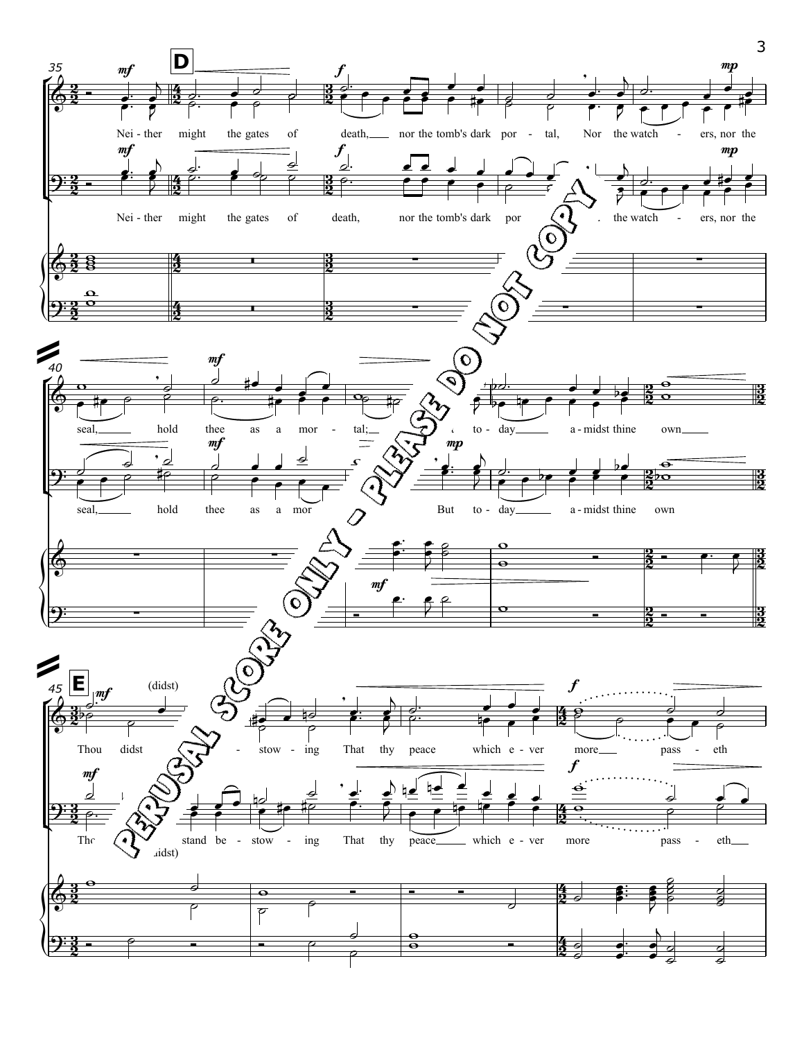PERUSAL SCORE ONLY - PLEASE DO NOT COPY

**D**

Nei - ther might the gates of death, nor the tomb's dark por - tal, Nor the watch - ers, nor the

seal, hold thee as a mor - tal; But to - day a - midst thine own

**E**

Thou didst (didst) stand be - stow - ing That thy peace which e - ver more pass - eth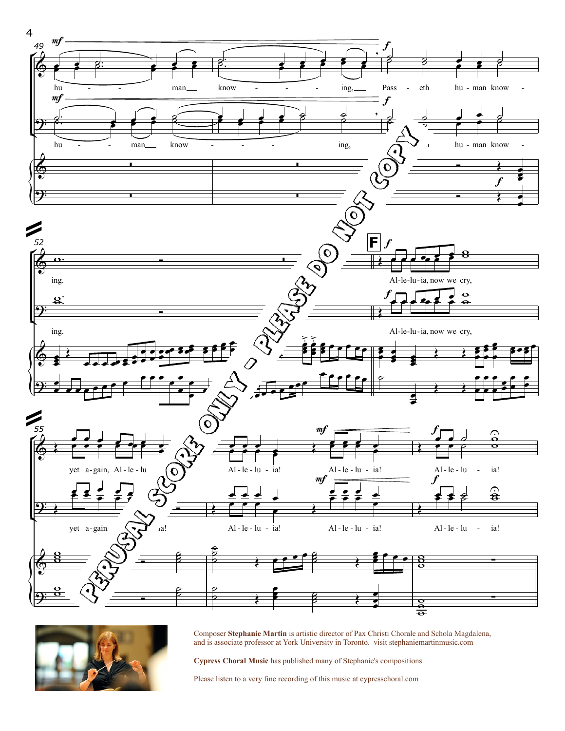Composer **Stephanie Martin** is artistic director of Pax Christi Chorale and Schola Magdalena, and is associate professor at York University in Toronto. visit stephaniemartinmusic.com

**Cypress Choral Music** has published many of Stephanie's compositions.

Please listen to a very fine recording of this music at cypresschoral.com